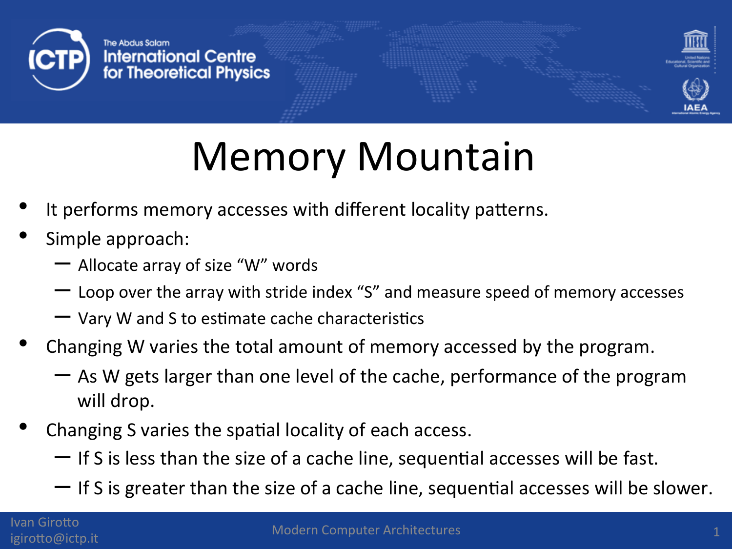# Memory Mountain

- It performs memory accesses with different locality patterns.
- Simple approach:
  - Allocate array of size “W” words
  - Loop over the array with stride index “S” and measure speed of memory accesses
  - Vary W and S to estimate cache characteristics
- Changing W varies the total amount of memory accessed by the program.
  - As W gets larger than one level of the cache, performance of the program will drop.
- Changing S varies the spatial locality of each access.
  - If S is less than the size of a cache line, sequential accesses will be fast.
  - If S is greater than the size of a cache line, sequential accesses will be slower.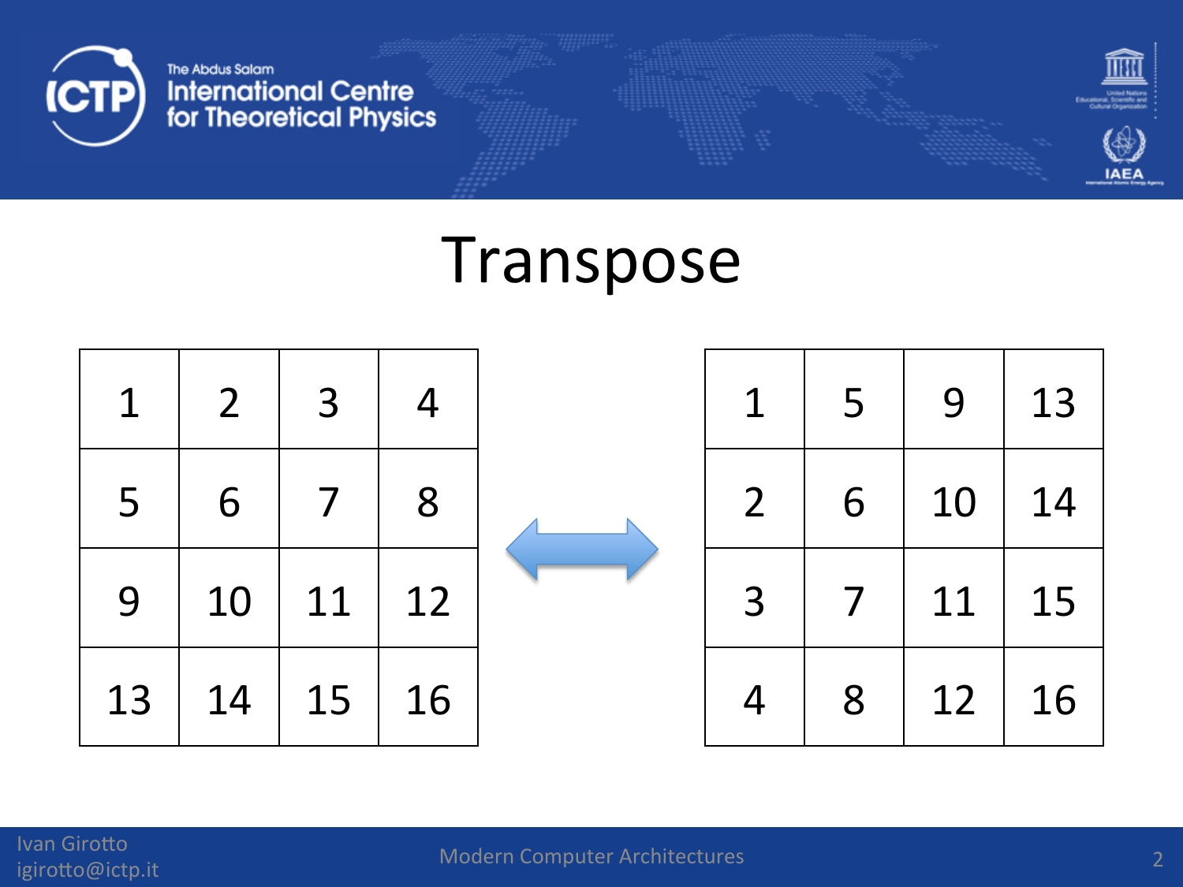# Transpose

| 1 | 2 | 3 | 4 |
|---|---|---|---|
| 5 | 6 | 7 | 8 |
| 9 | 10 | 11 | 12 |
| 13 | 14 | 15 | 16 |

⟷

| 1 | 5 | 9 | 13 |
|---|---|---|---|
| 2 | 6 | 10 | 14 |
| 3 | 7 | 11 | 15 |
| 4 | 8 | 12 | 16 |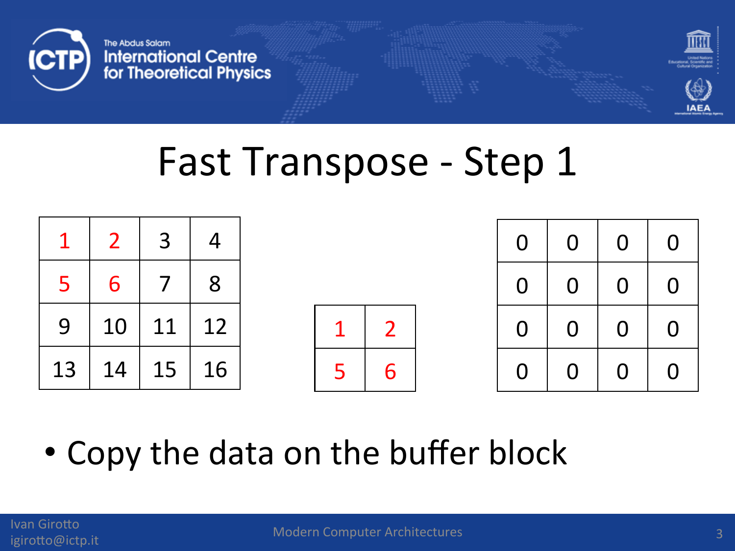# Fast Transpose - Step 1

| 1 | 2 | 3 | 4 |
|---|---|---|---|
| 5 | 6 | 7 | 8 |
| 9 | 10 | 11 | 12 |
| 13 | 14 | 15 | 16 |

| 1 | 2 |
|---|---|
| 5 | 6 |

| 0 | 0 | 0 | 0 |
|---|---|---|---|
| 0 | 0 | 0 | 0 |
| 0 | 0 | 0 | 0 |
| 0 | 0 | 0 | 0 |

- Copy the data on the buffer block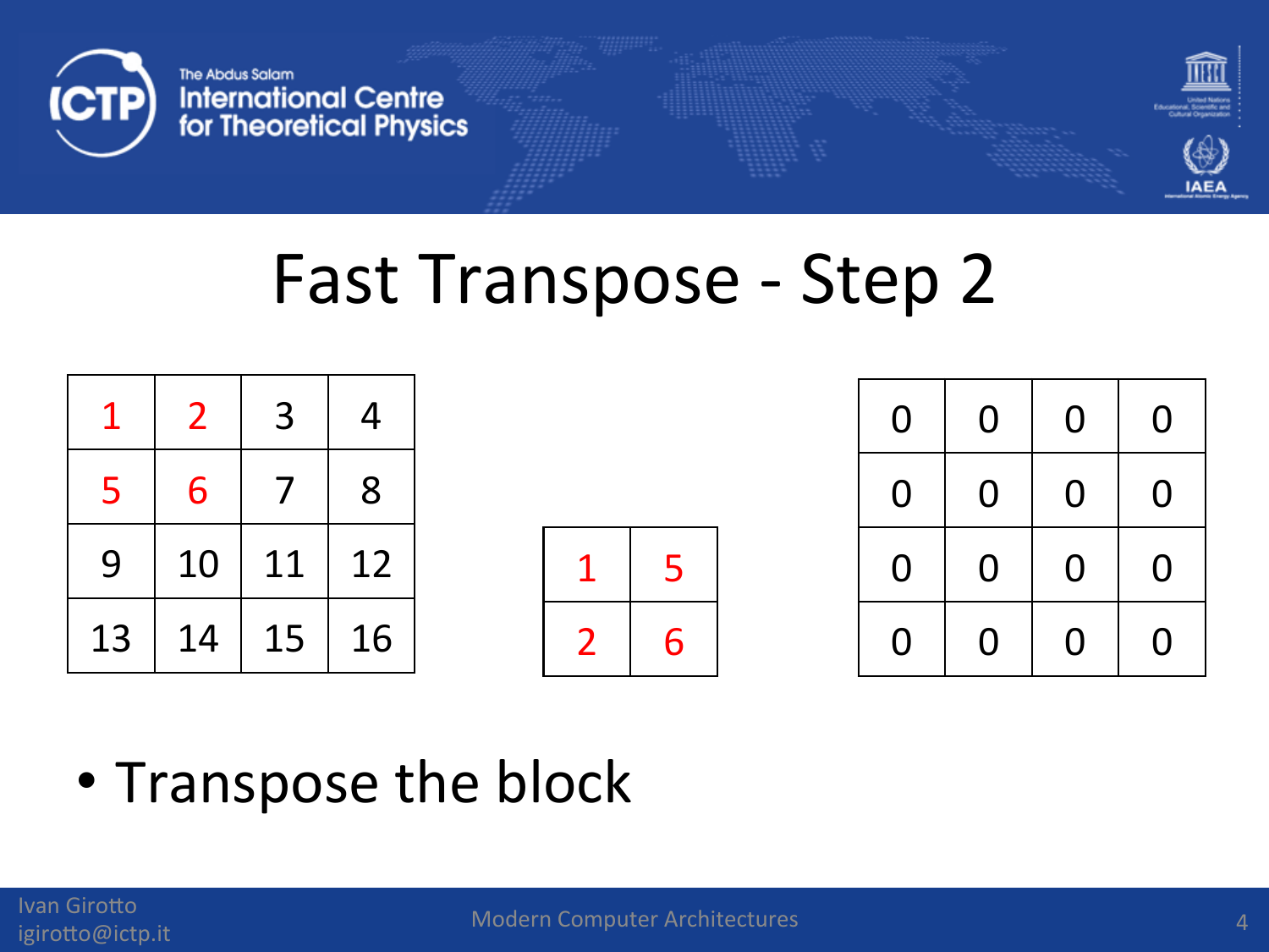# Fast Transpose - Step 2

| | | | |
|---|---|---|---|
| 1 | 2 | 3 | 4 |
| 5 | 6 | 7 | 8 |
| 9 | 10 | 11 | 12 |
| 13 | 14 | 15 | 16 |

| | |
|---|---|
| 1 | 5 |
| 2 | 6 |

| | | | |
|---|---|---|---|
| 0 | 0 | 0 | 0 |
| 0 | 0 | 0 | 0 |
| 0 | 0 | 0 | 0 |
| 0 | 0 | 0 | 0 |

- Transpose the block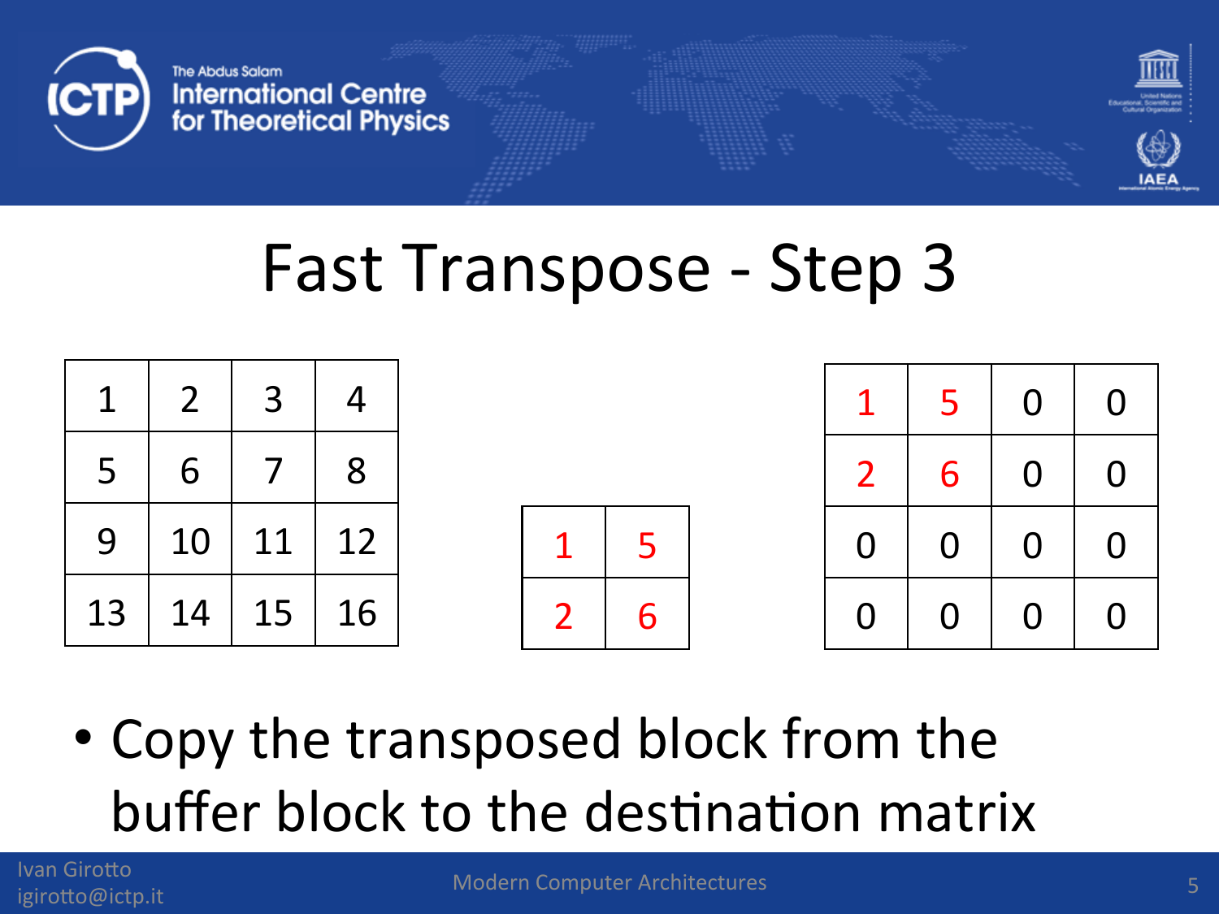# Fast Transpose - Step 3

| 1 | 2 | 3 | 4 |
|---|---|---|---|
| 5 | 6 | 7 | 8 |
| 9 | 10 | 11 | 12 |
| 13 | 14 | 15 | 16 |

| 1 | 5 |
|---|---|
| 2 | 6 |

| 1 | 5 | 0 | 0 |
|---|---|---|---|
| 2 | 6 | 0 | 0 |
| 0 | 0 | 0 | 0 |
| 0 | 0 | 0 | 0 |

- Copy the transposed block from the buffer block to the destination matrix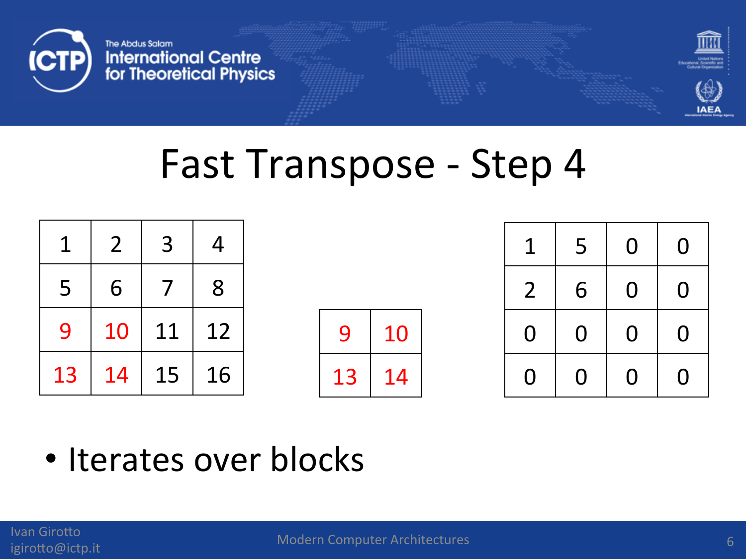# Fast Transpose - Step 4

| 1 | 2 | 3 | 4 |
|---|---|---|---|
| 5 | 6 | 7 | 8 |
| 9 | 10 | 11 | 12 |
| 13 | 14 | 15 | 16 |

| 9 | 10 |
|---|---|
| 13 | 14 |

| 1 | 5 | 0 | 0 |
|---|---|---|---|
| 2 | 6 | 0 | 0 |
| 0 | 0 | 0 | 0 |
| 0 | 0 | 0 | 0 |

- Iterates over blocks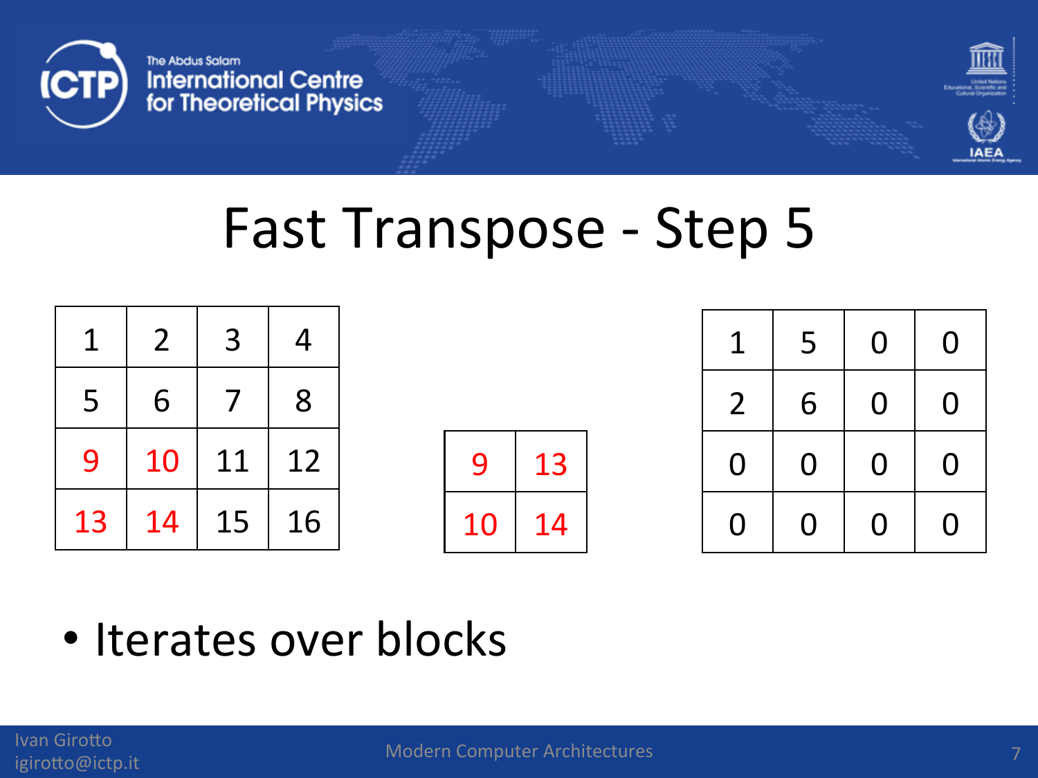# Fast Transpose - Step 5

| | | | |
|---|---|---|---|
| 1 | 2 | 3 | 4 |
| 5 | 6 | 7 | 8 |
| 9 | 10 | 11 | 12 |
| 13 | 14 | 15 | 16 |

| | |
|---|---|
| 9 | 13 |
| 10 | 14 |

| | | | |
|---|---|---|---|
| 1 | 5 | 0 | 0 |
| 2 | 6 | 0 | 0 |
| 0 | 0 | 0 | 0 |
| 0 | 0 | 0 | 0 |

- Iterates over blocks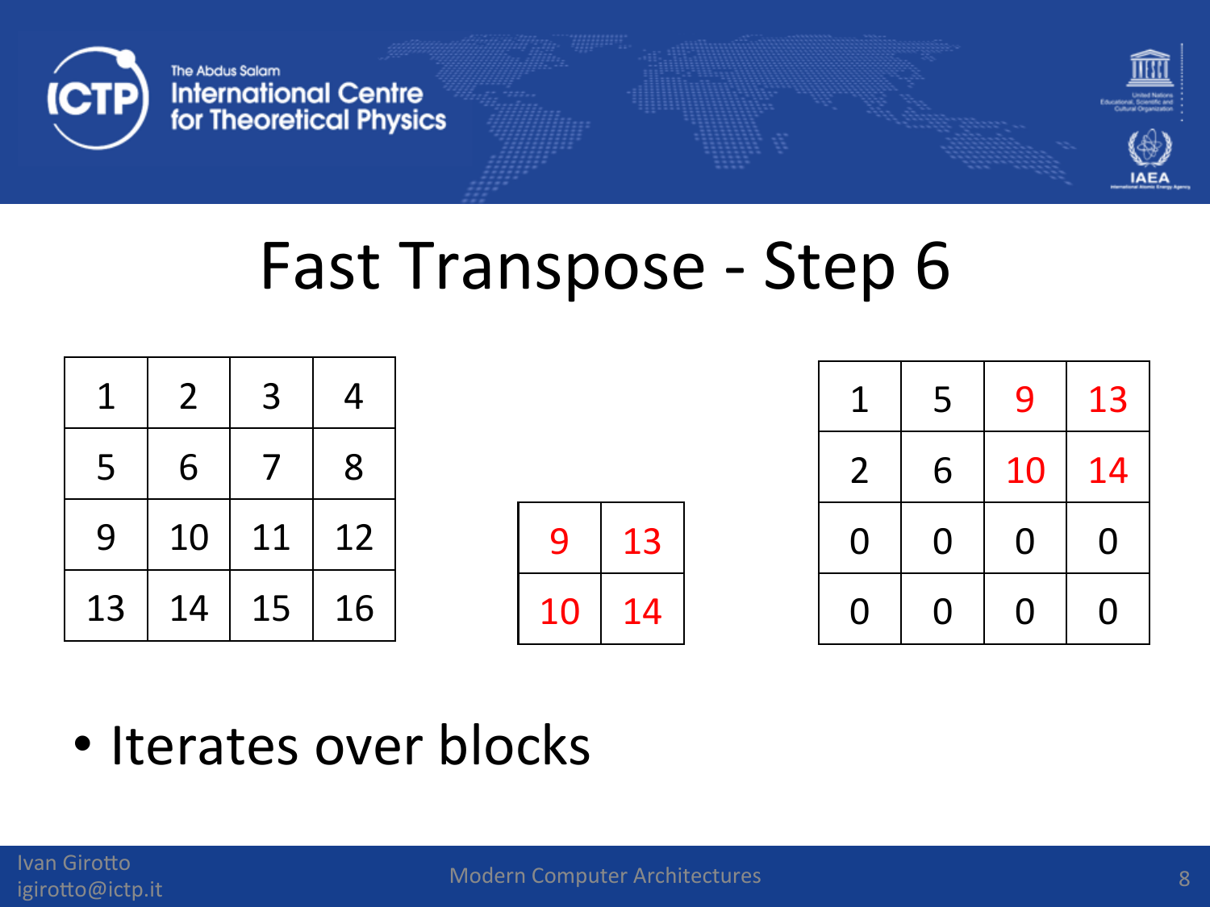# Fast Transpose - Step 6

| 1 | 2 | 3 | 4 |
|---|---|---|---|
| 5 | 6 | 7 | 8 |
| 9 | 10 | 11 | 12 |
| 13 | 14 | 15 | 16 |

| 9 | 13 |
|---|---|
| 10 | 14 |

| 1 | 5 | 9 | 13 |
|---|---|---|---|
| 2 | 6 | 10 | 14 |
| 0 | 0 | 0 | 0 |
| 0 | 0 | 0 | 0 |

- Iterates over blocks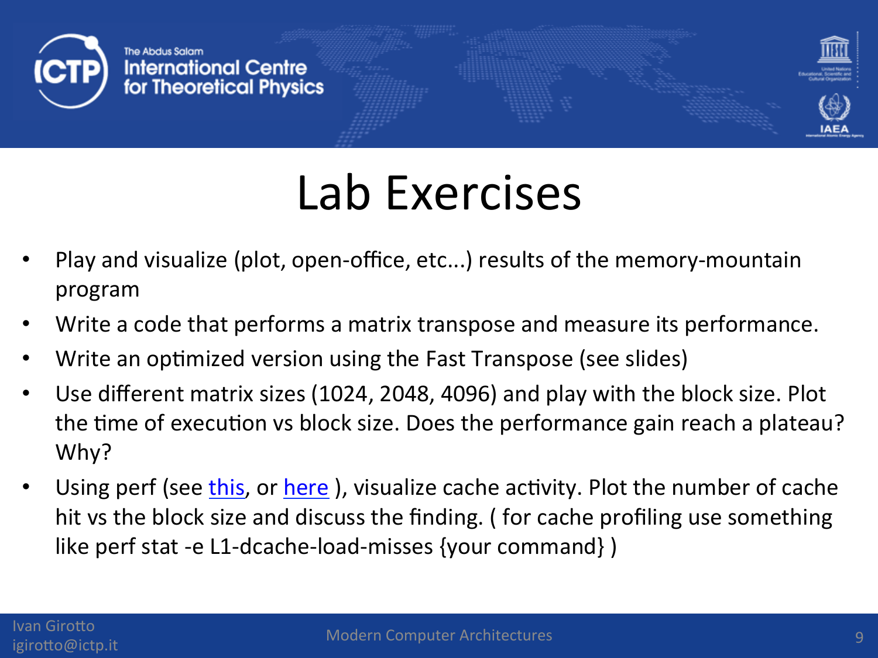# Lab Exercises

- Play and visualize (plot, open-office, etc...) results of the memory-mountain program
- Write a code that performs a matrix transpose and measure its performance.
- Write an optimized version using the Fast Transpose (see slides)
- Use different matrix sizes (1024, 2048, 4096) and play with the block size. Plot the time of execution vs block size. Does the performance gain reach a plateau? Why?
- Using perf (see this, or here ), visualize cache activity. Plot the number of cache hit vs the block size and discuss the finding. ( for cache profiling use something like perf stat -e L1-dcache-load-misses {your command} )